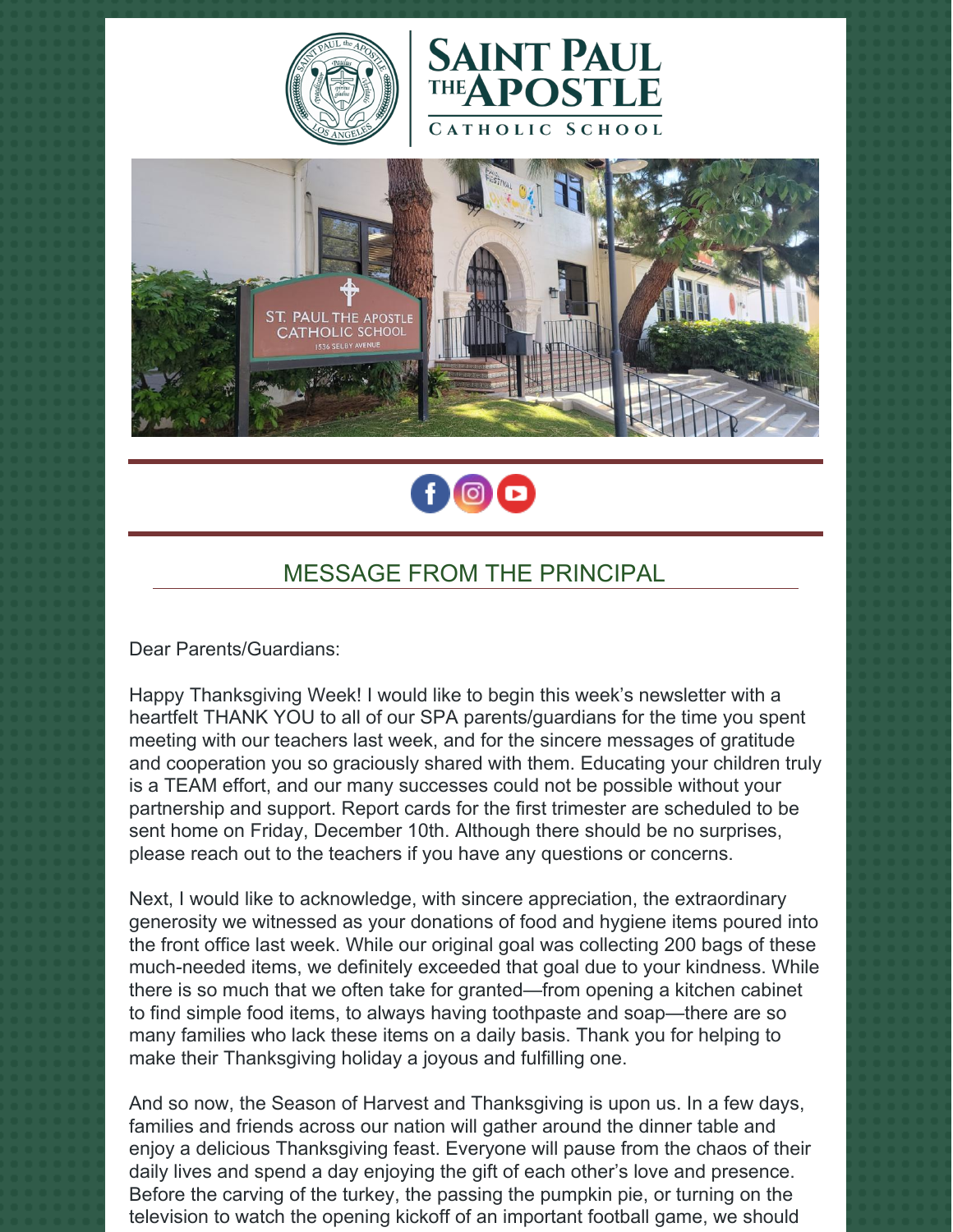# Saint Paul the Apostle Catholic School

## MESSAGE FROM THE PRINCIPAL

Dear Parents/Guardians:

Happy Thanksgiving Week! I would like to begin this week's newsletter with a heartfelt THANK YOU to all of our SPA parents/guardians for the time you spent meeting with our teachers last week, and for the sincere messages of gratitude and cooperation you so graciously shared with them. Educating your children truly is a TEAM effort, and our many successes could not be possible without your partnership and support. Report cards for the first trimester are scheduled to be sent home on Friday, December 10th. Although there should be no surprises, please reach out to the teachers if you have any questions or concerns.

Next, I would like to acknowledge, with sincere appreciation, the extraordinary generosity we witnessed as your donations of food and hygiene items poured into the front office last week. While our original goal was collecting 200 bags of these much-needed items, we definitely exceeded that goal due to your kindness. While there is so much that we often take for granted—from opening a kitchen cabinet to find simple food items, to always having toothpaste and soap—there are so many families who lack these items on a daily basis. Thank you for helping to make their Thanksgiving holiday a joyous and fulfilling one.

And so now, the Season of Harvest and Thanksgiving is upon us. In a few days, families and friends across our nation will gather around the dinner table and enjoy a delicious Thanksgiving feast. Everyone will pause from the chaos of their daily lives and spend a day enjoying the gift of each other's love and presence. Before the carving of the turkey, the passing the pumpkin pie, or turning on the television to watch the opening kickoff of an important football game, we should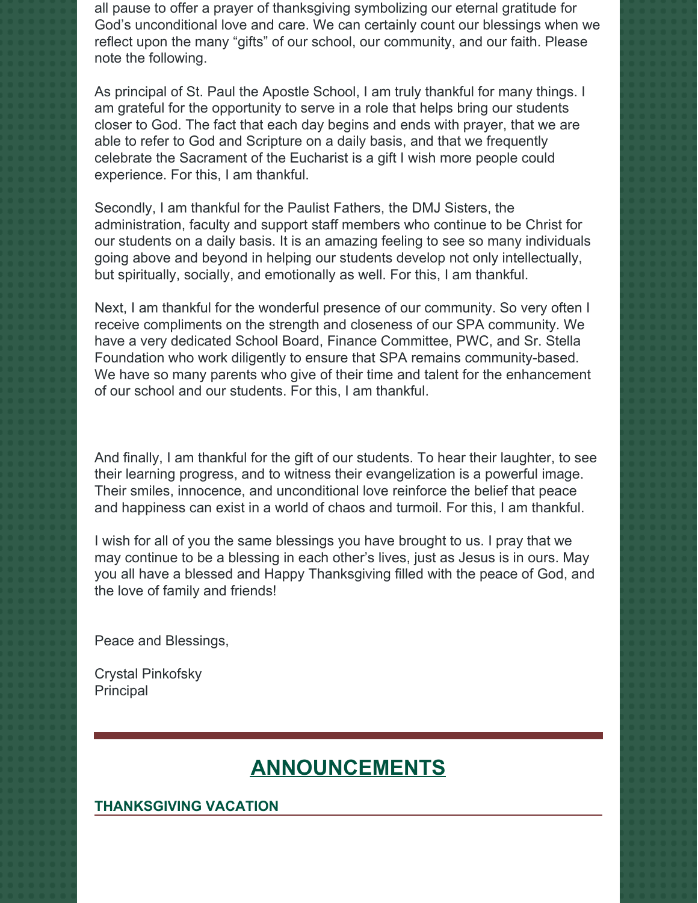all pause to offer a prayer of thanksgiving symbolizing our eternal gratitude for God's unconditional love and care. We can certainly count our blessings when we reflect upon the many "gifts" of our school, our community, and our faith. Please note the following.

As principal of St. Paul the Apostle School, I am truly thankful for many things. I am grateful for the opportunity to serve in a role that helps bring our students closer to God. The fact that each day begins and ends with prayer, that we are able to refer to God and Scripture on a daily basis, and that we frequently celebrate the Sacrament of the Eucharist is a gift I wish more people could experience. For this, I am thankful.

Secondly, I am thankful for the Paulist Fathers, the DMJ Sisters, the administration, faculty and support staff members who continue to be Christ for our students on a daily basis. It is an amazing feeling to see so many individuals going above and beyond in helping our students develop not only intellectually, but spiritually, socially, and emotionally as well. For this, I am thankful.

Next, I am thankful for the wonderful presence of our community. So very often I receive compliments on the strength and closeness of our SPA community. We have a very dedicated School Board, Finance Committee, PWC, and Sr. Stella Foundation who work diligently to ensure that SPA remains community-based. We have so many parents who give of their time and talent for the enhancement of our school and our students. For this, I am thankful.

And finally, I am thankful for the gift of our students. To hear their laughter, to see their learning progress, and to witness their evangelization is a powerful image. Their smiles, innocence, and unconditional love reinforce the belief that peace and happiness can exist in a world of chaos and turmoil. For this, I am thankful.

I wish for all of you the same blessings you have brought to us. I pray that we may continue to be a blessing in each other's lives, just as Jesus is in ours. May you all have a blessed and Happy Thanksgiving filled with the peace of God, and the love of family and friends!

Peace and Blessings,

Crystal Pinkofsky
Principal

## ANNOUNCEMENTS

### THANKSGIVING VACATION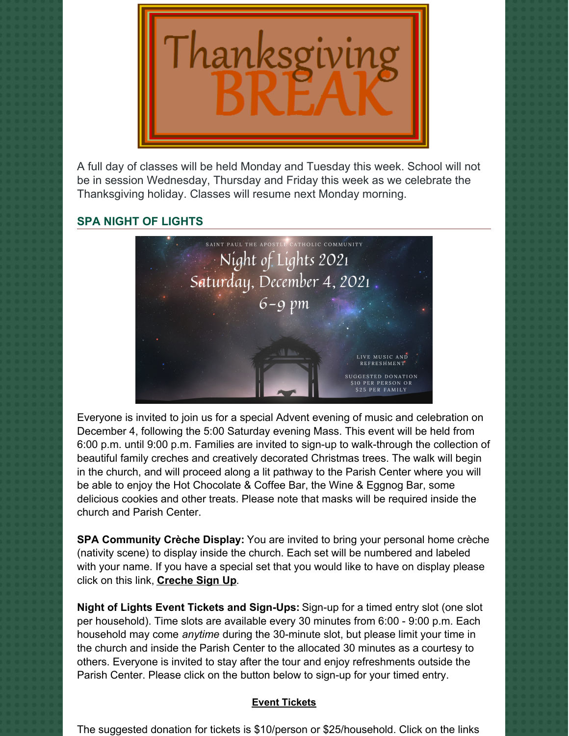A full day of classes will be held Monday and Tuesday this week. School will not be in session Wednesday, Thursday and Friday this week as we celebrate the Thanksgiving holiday. Classes will resume next Monday morning.

## SPA NIGHT OF LIGHTS

Everyone is invited to join us for a special Advent evening of music and celebration on December 4, following the 5:00 Saturday evening Mass. This event will be held from 6:00 p.m. until 9:00 p.m. Families are invited to sign-up to walk-through the collection of beautiful family creches and creatively decorated Christmas trees. The walk will begin in the church, and will proceed along a lit pathway to the Parish Center where you will be able to enjoy the Hot Chocolate & Coffee Bar, the Wine & Eggnog Bar, some delicious cookies and other treats. Please note that masks will be required inside the church and Parish Center.

**SPA Community Crèche Display:** You are invited to bring your personal home crèche (nativity scene) to display inside the church. Each set will be numbered and labeled with your name. If you have a special set that you would like to have on display please click on this link, **Creche Sign Up**.

**Night of Lights Event Tickets and Sign-Ups:** Sign-up for a timed entry slot (one slot per household). Time slots are available every 30 minutes from 6:00 - 9:00 p.m. Each household may come *anytime* during the 30-minute slot, but please limit your time in the church and inside the Parish Center to the allocated 30 minutes as a courtesy to others. Everyone is invited to stay after the tour and enjoy refreshments outside the Parish Center. Please click on the button below to sign-up for your timed entry.

**Event Tickets**

The suggested donation for tickets is $10/person or $25/household. Click on the links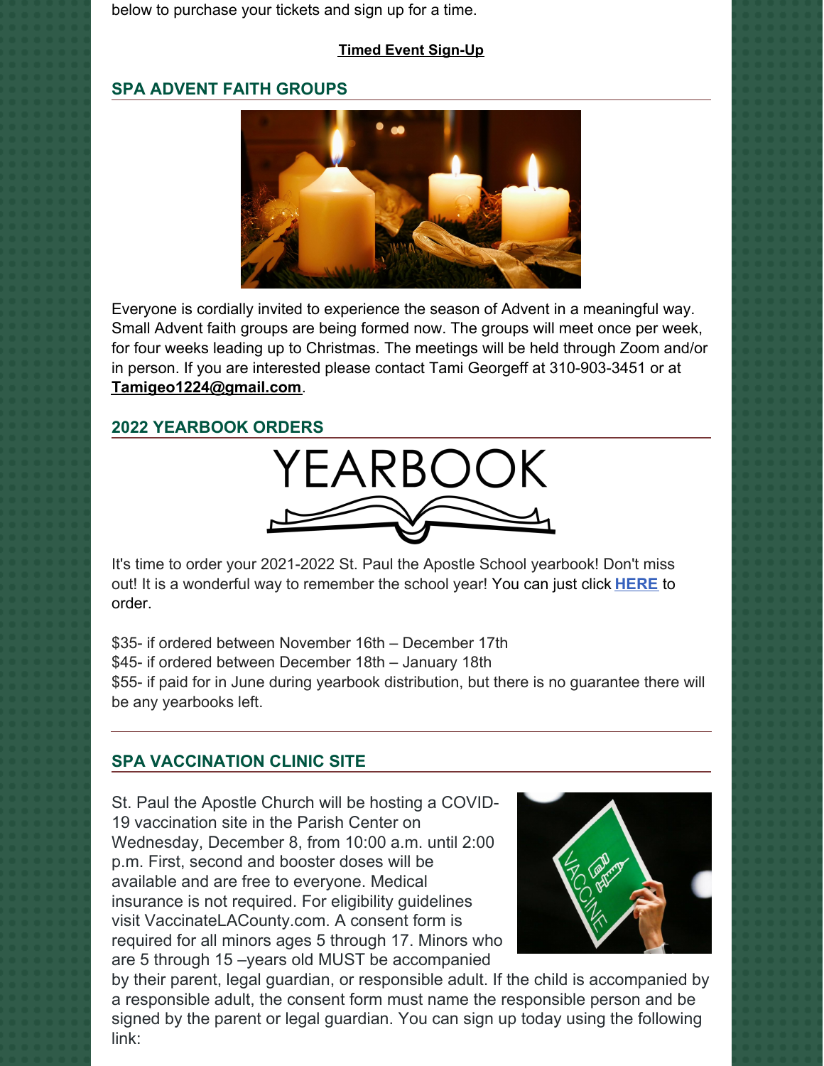below to purchase your tickets and sign up for a time.

**Timed Event Sign-Up**

## SPA ADVENT FAITH GROUPS

Everyone is cordially invited to experience the season of Advent in a meaningful way. Small Advent faith groups are being formed now. The groups will meet once per week, for four weeks leading up to Christmas. The meetings will be held through Zoom and/or in person. If you are interested please contact Tami Georgeff at 310-903-3451 or at **Tamigeo1224@gmail.com**.

## 2022 YEARBOOK ORDERS

It's time to order your 2021-2022 St. Paul the Apostle School yearbook! Don't miss out! It is a wonderful way to remember the school year! You can just click **HERE** to order.

$35- if ordered between November 16th – December 17th
$45- if ordered between December 18th – January 18th
$55- if paid for in June during yearbook distribution, but there is no guarantee there will be any yearbooks left.

---

## SPA VACCINATION CLINIC SITE

St. Paul the Apostle Church will be hosting a COVID-19 vaccination site in the Parish Center on Wednesday, December 8, from 10:00 a.m. until 2:00 p.m. First, second and booster doses will be available and are free to everyone. Medical insurance is not required. For eligibility guidelines visit VaccinateLACounty.com. A consent form is required for all minors ages 5 through 17. Minors who are 5 through 15 –years old MUST be accompanied by their parent, legal guardian, or responsible adult. If the child is accompanied by a responsible adult, the consent form must name the responsible person and be signed by the parent or legal guardian. You can sign up today using the following link: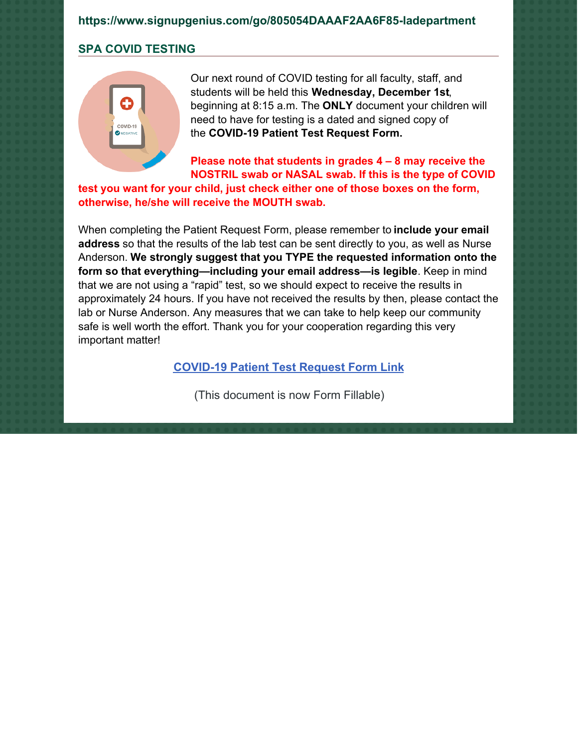**https://www.signupgenius.com/go/805054DAAAF2AA6F85-ladepartment**

## SPA COVID TESTING

Our next round of COVID testing for all faculty, staff, and students will be held this **Wednesday, December 1st**, beginning at 8:15 a.m. The **ONLY** document your children will need to have for testing is a dated and signed copy of the **COVID-19 Patient Test Request Form.**

**Please note that students in grades 4 – 8 may receive the NOSTRIL swab or NASAL swab. If this is the type of COVID test you want for your child, just check either one of those boxes on the form, otherwise, he/she will receive the MOUTH swab.**

When completing the Patient Request Form, please remember to **include your email address** so that the results of the lab test can be sent directly to you, as well as Nurse Anderson. **We strongly suggest that you TYPE the requested information onto the form so that everything—including your email address—is legible**. Keep in mind that we are not using a "rapid" test, so we should expect to receive the results in approximately 24 hours. If you have not received the results by then, please contact the lab or Nurse Anderson. Any measures that we can take to help keep our community safe is well worth the effort. Thank you for your cooperation regarding this very important matter!

**COVID-19 Patient Test Request Form Link**

(This document is now Form Fillable)